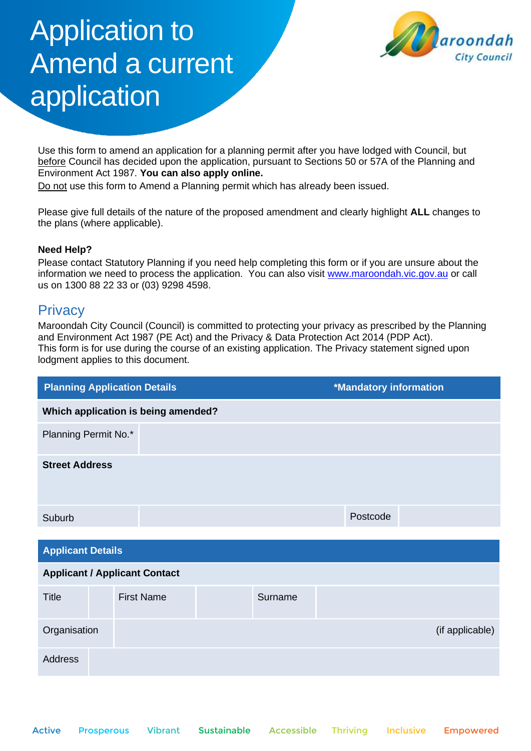# Application to Amend a current application

Use this form to amend an application for a planning permit after you have lodged with Council, but before Council has decided upon the application, pursuant to Sections 50 or 57A of the Planning and Environment Act 1987. **You can also apply online.**

Do not use this form to Amend a Planning permit which has already been issued.

Please give full details of the nature of the proposed amendment and clearly highlight **ALL** changes to the plans (where applicable).

**Need Help?**

Please contact Statutory Planning if you need help completing this form or if you are unsure about the information we need to process the application. You can also visit www.maroondah.vic.gov.au or call us on 1300 88 22 33 or (03) 9298 4598.

## Privacy

Maroondah City Council (Council) is committed to protecting your privacy as prescribed by the Planning and Environment Act 1987 (PE Act) and the Privacy & Data Protection Act 2014 (PDP Act).
This form is for use during the course of an existing application. The Privacy statement signed upon lodgment applies to this document.

| **Planning Application Details** | | **\*Mandatory information** | |
|---|---|---|---|
| **Which application is being amended?** | | | |
| Planning Permit No.* | | | |
| **Street Address** | | | |
| Suburb | | Postcode | |

| **Applicant Details** | | | | | |
|---|---|---|---|---|---|
| **Applicant / Applicant Contact** | | | | | |
| Title | | First Name | | Surname | |
| Organisation | | | | | (if applicable) |
| Address | | | | | |

Active Prosperous Vibrant Sustainable Accessible Thriving Inclusive Empowered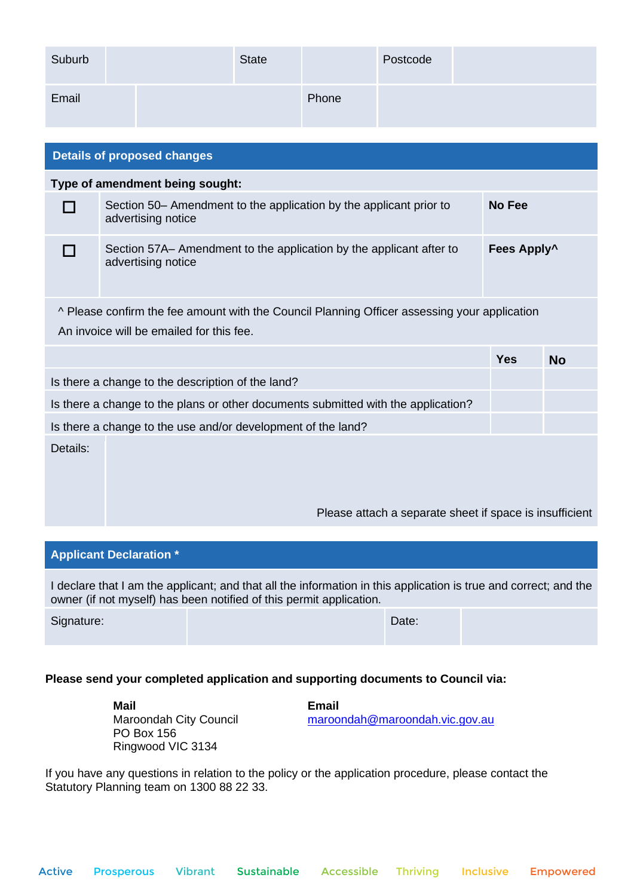| | | | | | |
|---|---|---|---|---|---|
| Suburb | | State | | Postcode | |

| | | | |
|---|---|---|---|
| Email | | Phone | |

## Details of proposed changes

**Type of amendment being sought:**

| | | |
|---|---|---|
| ☐ | Section 50– Amendment to the application by the applicant prior to advertising notice | **No Fee** |
| ☐ | Section 57A– Amendment to the application by the applicant after to advertising notice | **Fees Apply^** |

^ Please confirm the fee amount with the Council Planning Officer assessing your application

An invoice will be emailed for this fee.

| | Yes | No |
|---|---|---|
| Is there a change to the description of the land? | | |
| Is there a change to the plans or other documents submitted with the application? | | |
| Is there a change to the use and/or development of the land? | | |

| | |
|---|---|
| Details: | Please attach a separate sheet if space is insufficient |

## Applicant Declaration *

I declare that I am the applicant; and that all the information in this application is true and correct; and the owner (if not myself) has been notified of this permit application.

| | | | |
|---|---|---|---|
| Signature: | | Date: | |

**Please send your completed application and supporting documents to Council via:**

**Mail**
Maroondah City Council
PO Box 156
Ringwood VIC 3134

**Email**
maroondah@maroondah.vic.gov.au

If you have any questions in relation to the policy or the application procedure, please contact the Statutory Planning team on 1300 88 22 33.

Active Prosperous Vibrant Sustainable Accessible Thriving Inclusive Empowered